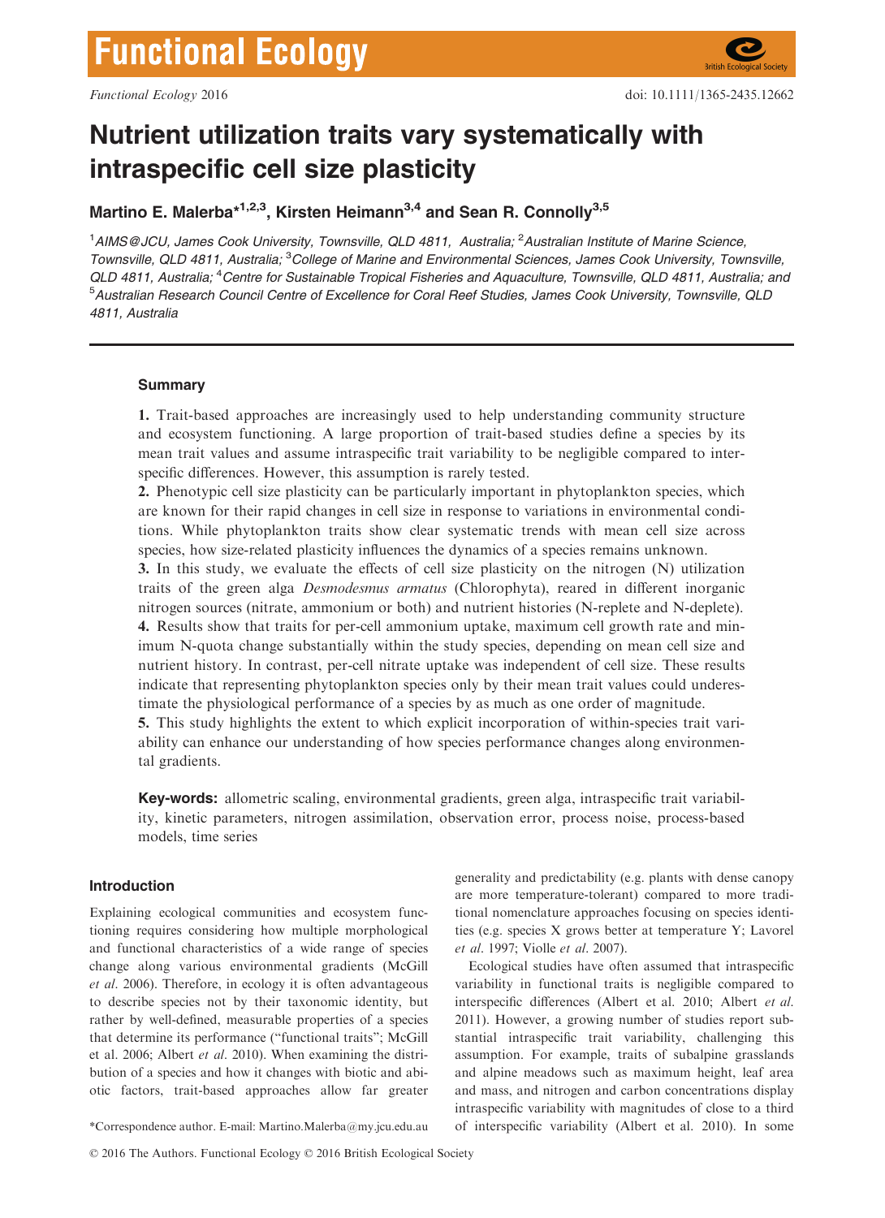# Nutrient utilization traits vary systematically with intraspecific cell size plasticity

**Martino E. Malerba\*[1,2,3], Kirsten Heimann[3,4] and Sean R. Connolly[3,5]**

[1]*AIMS@JCU, James Cook University, Townsville, QLD 4811, Australia;* [2]*Australian Institute of Marine Science, Townsville, QLD 4811, Australia;* [3]*College of Marine and Environmental Sciences, James Cook University, Townsville, QLD 4811, Australia;* [4]*Centre for Sustainable Tropical Fisheries and Aquaculture, Townsville, QLD 4811, Australia; and* [5]*Australian Research Council Centre of Excellence for Coral Reef Studies, James Cook University, Townsville, QLD 4811, Australia*

## Summary

**1.** Trait-based approaches are increasingly used to help understanding community structure and ecosystem functioning. A large proportion of trait-based studies define a species by its mean trait values and assume intraspecific trait variability to be negligible compared to interspecific differences. However, this assumption is rarely tested.

**2.** Phenotypic cell size plasticity can be particularly important in phytoplankton species, which are known for their rapid changes in cell size in response to variations in environmental conditions. While phytoplankton traits show clear systematic trends with mean cell size across species, how size-related plasticity influences the dynamics of a species remains unknown.

**3.** In this study, we evaluate the effects of cell size plasticity on the nitrogen (N) utilization traits of the green alga *Desmodesmus armatus* (Chlorophyta), reared in different inorganic nitrogen sources (nitrate, ammonium or both) and nutrient histories (N-replete and N-deplete).

**4.** Results show that traits for per-cell ammonium uptake, maximum cell growth rate and minimum N-quota change substantially within the study species, depending on mean cell size and nutrient history. In contrast, per-cell nitrate uptake was independent of cell size. These results indicate that representing phytoplankton species only by their mean trait values could underestimate the physiological performance of a species by as much as one order of magnitude.

**5.** This study highlights the extent to which explicit incorporation of within-species trait variability can enhance our understanding of how species performance changes along environmental gradients.

**Key-words:** allometric scaling, environmental gradients, green alga, intraspecific trait variability, kinetic parameters, nitrogen assimilation, observation error, process noise, process-based models, time series

## Introduction

Explaining ecological communities and ecosystem functioning requires considering how multiple morphological and functional characteristics of a wide range of species change along various environmental gradients (McGill *et al.* 2006). Therefore, in ecology it is often advantageous to describe species not by their taxonomic identity, but rather by well-defined, measurable properties of a species that determine its performance ("functional traits"; McGill et al. 2006; Albert *et al.* 2010). When examining the distribution of a species and how it changes with biotic and abiotic factors, trait-based approaches allow far greater generality and predictability (e.g. plants with dense canopy are more temperature-tolerant) compared to more traditional nomenclature approaches focusing on species identities (e.g. species X grows better at temperature Y; Lavorel *et al.* 1997; Violle *et al.* 2007).

Ecological studies have often assumed that intraspecific variability in functional traits is negligible compared to interspecific differences (Albert et al. 2010; Albert *et al.* 2011). However, a growing number of studies report substantial intraspecific trait variability, challenging this assumption. For example, traits of subalpine grasslands and alpine meadows such as maximum height, leaf area and mass, and nitrogen and carbon concentrations display intraspecific variability with magnitudes of close to a third of interspecific variability (Albert et al. 2010). In some

\*Correspondence author. E-mail: Martino.Malerba@my.jcu.edu.au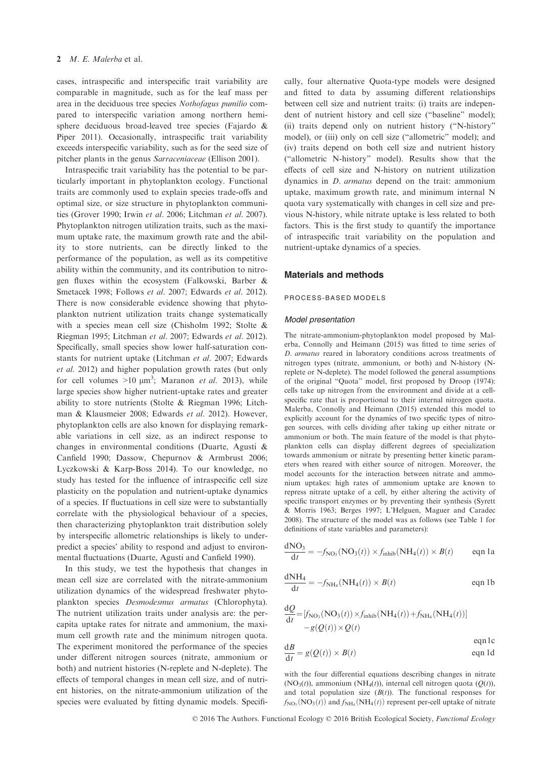cases, intraspecific and interspecific trait variability are comparable in magnitude, such as for the leaf mass per area in the deciduous tree species *Nothofagus pumilio* compared to interspecific variation among northern hemisphere deciduous broad-leaved tree species (Fajardo & Piper 2011). Occasionally, intraspecific trait variability exceeds interspecific variability, such as for the seed size of pitcher plants in the genus *Sarraceniaceae* (Ellison 2001).

Intraspecific trait variability has the potential to be particularly important in phytoplankton ecology. Functional traits are commonly used to explain species trade-offs and optimal size, or size structure in phytoplankton communities (Grover 1990; Irwin *et al.* 2006; Litchman *et al.* 2007). Phytoplankton nitrogen utilization traits, such as the maximum uptake rate, the maximum growth rate and the ability to store nutrients, can be directly linked to the performance of the population, as well as its competitive ability within the community, and its contribution to nitrogen fluxes within the ecosystem (Falkowski, Barber & Smetacek 1998; Follows *et al.* 2007; Edwards *et al.* 2012). There is now considerable evidence showing that phytoplankton nutrient utilization traits change systematically with a species mean cell size (Chisholm 1992; Stolte & Riegman 1995; Litchman *et al.* 2007; Edwards *et al.* 2012). Specifically, small species show lower half-saturation constants for nutrient uptake (Litchman *et al.* 2007; Edwards *et al.* 2012) and higher population growth rates (but only for cell volumes >10 μm$^3$; Maranon *et al.* 2013), while large species show higher nutrient-uptake rates and greater ability to store nutrients (Stolte & Riegman 1996; Litchman & Klausmeier 2008; Edwards *et al.* 2012). However, phytoplankton cells are also known for displaying remarkable variations in cell size, as an indirect response to changes in environmental conditions (Duarte, Agusti & Canfield 1990; Dassow, Chepurnov & Armbrust 2006; Lyczkowski & Karp-Boss 2014). To our knowledge, no study has tested for the influence of intraspecific cell size plasticity on the population and nutrient-uptake dynamics of a species. If fluctuations in cell size were to substantially correlate with the physiological behaviour of a species, then characterizing phytoplankton trait distribution solely by interspecific allometric relationships is likely to underpredict a species' ability to respond and adjust to environmental fluctuations (Duarte, Agusti and Canfield 1990).

In this study, we test the hypothesis that changes in mean cell size are correlated with the nitrate-ammonium utilization dynamics of the widespread freshwater phytoplankton species *Desmodesmus armatus* (Chlorophyta). The nutrient utilization traits under analysis are: the per-capita uptake rates for nitrate and ammonium, the maximum cell growth rate and the minimum nitrogen quota. The experiment monitored the performance of the species under different nitrogen sources (nitrate, ammonium or both) and nutrient histories (N-replete and N-deplete). The effects of temporal changes in mean cell size, and of nutrient histories, on the nitrate-ammonium utilization of the species were evaluated by fitting dynamic models. Specifically, four alternative Quota-type models were designed and fitted to data by assuming different relationships between cell size and nutrient traits: (i) traits are independent of nutrient history and cell size ("baseline" model); (ii) traits depend only on nutrient history ("N-history" model), or (iii) only on cell size ("allometric" model); and (iv) traits depend on both cell size and nutrient history ("allometric N-history" model). Results show that the effects of cell size and N-history on nutrient utilization dynamics in *D. armatus* depend on the trait: ammonium uptake, maximum growth rate, and minimum internal N quota vary systematically with changes in cell size and previous N-history, while nitrate uptake is less related to both factors. This is the first study to quantify the importance of intraspecific trait variability on the population and nutrient-uptake dynamics of a species.

## Materials and methods

### PROCESS-BASED MODELS

#### *Model presentation*

The nitrate-ammonium-phytoplankton model proposed by Malerba, Connolly and Heimann (2015) was fitted to time series of *D. armatus* reared in laboratory conditions across treatments of nitrogen types (nitrate, ammonium, or both) and N-history (N-replete or N-deplete). The model followed the general assumptions of the original "Quota" model, first proposed by Droop (1974): cells take up nitrogen from the environment and divide at a cell-specific rate that is proportional to their internal nitrogen quota. Malerba, Connolly and Heimann (2015) extended this model to explicitly account for the dynamics of two specific types of nitrogen sources, with cells dividing after taking up either nitrate or ammonium or both. The main feature of the model is that phytoplankton cells can display different degrees of specialization towards ammonium or nitrate by presenting better kinetic parameters when reared with either source of nitrogen. Moreover, the model accounts for the interaction between nitrate and ammonium uptakes: high rates of ammonium uptake are known to repress nitrate uptake of a cell, by either altering the activity of specific transport enzymes or by preventing their synthesis (Syrett & Morris 1963; Berges 1997; L'Helguen, Maguer and Caradec 2008). The structure of the model was as follows (see Table 1 for definitions of state variables and parameters):

$$\frac{dNO_3}{dt} = -f_{NO_3}(NO_3(t)) \times f_{inhib}(NH_4(t)) \times B(t) \qquad \text{eqn 1a}$$

$$\frac{dNH_4}{dt} = -f_{NH_4}(NH_4(t)) \times B(t) \qquad \text{eqn 1b}$$

$$\frac{dQ}{dt} = [f_{NO_3}(NO_3(t)) \times f_{inhib}(NH_4(t)) + f_{NH_4}(NH_4(t))] - g(Q(t)) \times Q(t) \qquad \text{eqn 1c}$$

$$\frac{dB}{dt} = g(Q(t)) \times B(t) \qquad \text{eqn 1d}$$

with the four differential equations describing changes in nitrate ($NO_3(t)$), ammonium ($NH_4(t)$), internal cell nitrogen quota ($Q(t)$), and total population size ($B(t)$). The functional responses for $f_{NO_3}(NO_3(t))$ and $f_{NH_4}(NH_4(t))$ represent per-cell uptake of nitrate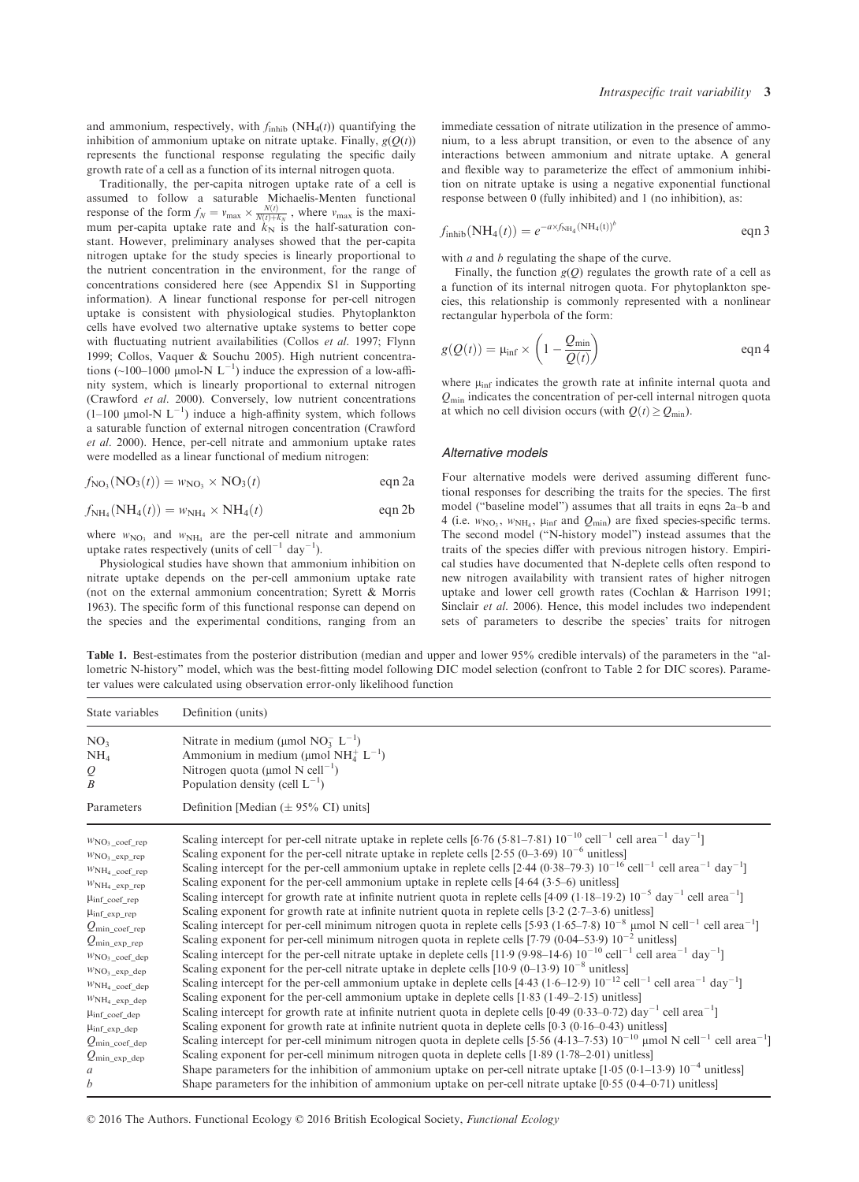and ammonium, respectively, with $f_{inhib}(NH_4(t))$ quantifying the inhibition of ammonium uptake on nitrate uptake. Finally, $g(Q(t))$ represents the functional response regulating the specific daily growth rate of a cell as a function of its internal nitrogen quota.

Traditionally, the per-capita nitrogen uptake rate of a cell is assumed to follow a saturable Michaelis-Menten functional response of the form $f_N = v_{max} \times \frac{N(t)}{N(t)+k_N}$, where $v_{max}$ is the maximum per-capita uptake rate and $k_N$ is the half-saturation constant. However, preliminary analyses showed that the per-capita nitrogen uptake for the study species is linearly proportional to the nutrient concentration in the environment, for the range of concentrations considered here (see Appendix S1 in Supporting information). A linear functional response for per-cell nitrogen uptake is consistent with physiological studies. Phytoplankton cells have evolved two alternative uptake systems to better cope with fluctuating nutrient availabilities (Collos *et al.* 1997; Flynn 1999; Collos, Vaquer & Souchu 2005). High nutrient concentrations (~100–1000 µmol-N $L^{-1}$) induce the expression of a low-affinity system, which is linearly proportional to external nitrogen (Crawford *et al.* 2000). Conversely, low nutrient concentrations (1–100 µmol-N $L^{-1}$) induce a high-affinity system, which follows a saturable function of external nitrogen concentration (Crawford *et al.* 2000). Hence, per-cell nitrate and ammonium uptake rates were modelled as a linear functional of medium nitrogen:

$$f_{NO_3}(NO_3(t)) = w_{NO_3} \times NO_3(t) \qquad \text{eqn 2a}$$

$$f_{NH_4}(NH_4(t)) = w_{NH_4} \times NH_4(t) \qquad \text{eqn 2b}$$

where $w_{NO_3}$ and $w_{NH_4}$ are the per-cell nitrate and ammonium uptake rates respectively (units of $cell^{-1}$ $day^{-1}$).

Physiological studies have shown that ammonium inhibition on nitrate uptake depends on the per-cell ammonium uptake rate (not on the external ammonium concentration; Syrett & Morris 1963). The specific form of this functional response can depend on the species and the experimental conditions, ranging from an immediate cessation of nitrate utilization in the presence of ammonium, to a less abrupt transition, or even to the absence of any interactions between ammonium and nitrate uptake. A general and flexible way to parameterize the effect of ammonium inhibition on nitrate uptake is using a negative exponential functional response between 0 (fully inhibited) and 1 (no inhibition), as:

$$f_{inhib}(NH_4(t)) = e^{-a \times f_{NH_4}(NH_4(t))^b} \qquad \text{eqn 3}$$

with $a$ and $b$ regulating the shape of the curve.

Finally, the function $g(Q)$ regulates the growth rate of a cell as a function of its internal nitrogen quota. For phytoplankton species, this relationship is commonly represented with a nonlinear rectangular hyperbola of the form:

$$g(Q(t)) = \mu_{inf} \times \left(1 - \frac{Q_{min}}{Q(t)}\right) \qquad \text{eqn 4}$$

where $\mu_{inf}$ indicates the growth rate at infinite internal quota and $Q_{min}$ indicates the concentration of per-cell internal nitrogen quota at which no cell division occurs (with $Q(t) \geq Q_{min}$).

### *Alternative models*

Four alternative models were derived assuming different functional responses for describing the traits for the species. The first model ("baseline model") assumes that all traits in eqns 2a–b and 4 (i.e. $w_{NO_3}$, $w_{NH_4}$, $\mu_{inf}$ and $Q_{min}$) are fixed species-specific terms. The second model ("N-history model") instead assumes that the traits of the species differ with previous nitrogen history. Empirical studies have documented that N-deplete cells often respond to new nitrogen availability with transient rates of higher nitrogen uptake and lower cell growth rates (Cochlan & Harrison 1991; Sinclair *et al.* 2006). Hence, this model includes two independent sets of parameters to describe the species' traits for nitrogen

**Table 1.** Best-estimates from the posterior distribution (median and upper and lower 95% credible intervals) of the parameters in the "allometric N-history" model, which was the best-fitting model following DIC model selection (confront to Table 2 for DIC scores). Parameter values were calculated using observation error-only likelihood function

| State variables | Definition (units) |
|---|---|
| $NO_3$ | Nitrate in medium (µmol $NO_3^-$ $L^{-1}$) |
| $NH_4$ | Ammonium in medium (µmol $NH_4^+$ $L^{-1}$) |
| $Q$ | Nitrogen quota (µmol N $cell^{-1}$) |
| $B$ | Population density (cell $L^{-1}$) |
| **Parameters** | **Definition [Median (± 95% CI) units]** |
| $w_{NO_3\_coef\_rep}$ | Scaling intercept for per-cell nitrate uptake in replete cells [6·76 (5·81–7·81) $10^{-10}$ $cell^{-1}$ cell $area^{-1}$ $day^{-1}$] |
| $w_{NO_3\_exp\_rep}$ | Scaling exponent for the per-cell nitrate uptake in replete cells [2·55 (0–3·69) $10^{-6}$ unitless] |
| $w_{NH_4\_coef\_rep}$ | Scaling intercept for the per-cell ammonium uptake in replete cells [2·44 (0·38–79·3) $10^{-16}$ $cell^{-1}$ cell $area^{-1}$ $day^{-1}$] |
| $w_{NH_4\_exp\_rep}$ | Scaling exponent for the per-cell ammonium uptake in replete cells [4·64 (3·5–6) unitless] |
| $\mu_{inf\_coef\_rep}$ | Scaling intercept for growth rate at infinite nutrient quota in replete cells [4·09 (1·18–19·2) $10^{-5}$ $day^{-1}$ cell $area^{-1}$] |
| $\mu_{inf\_exp\_rep}$ | Scaling exponent for growth rate at infinite nutrient quota in replete cells [3·2 (2·7–3·6) unitless] |
| $Q_{min\_coef\_rep}$ | Scaling intercept for per-cell minimum nitrogen quota in replete cells [5·93 (1·65–7·8) $10^{-8}$ µmol N $cell^{-1}$ cell $area^{-1}$] |
| $Q_{min\_exp\_rep}$ | Scaling exponent for per-cell minimum nitrogen quota in replete cells [7·79 (0·04–53·9) $10^{-2}$ unitless] |
| $w_{NO_3\_coef\_dep}$ | Scaling intercept for the per-cell nitrate uptake in deplete cells [11·9 (9·98–14·6) $10^{-10}$ $cell^{-1}$ cell $area^{-1}$ $day^{-1}$] |
| $w_{NO_3\_exp\_dep}$ | Scaling exponent for the per-cell nitrate uptake in deplete cells [10·9 (0–13·9) $10^{-8}$ unitless] |
| $w_{NH_4\_coef\_dep}$ | Scaling intercept for the per-cell ammonium uptake in deplete cells [4·43 (1·6–12·9) $10^{-12}$ $cell^{-1}$ cell $area^{-1}$ $day^{-1}$] |
| $w_{NH_4\_exp\_dep}$ | Scaling exponent for the per-cell ammonium uptake in deplete cells [1·83 (1·49–2·15) unitless] |
| $\mu_{inf\_coef\_dep}$ | Scaling intercept for growth rate at infinite nutrient quota in deplete cells [0·49 (0·33–0·72) $day^{-1}$ cell $area^{-1}$] |
| $\mu_{inf\_exp\_dep}$ | Scaling exponent for growth rate at infinite nutrient quota in deplete cells [0·3 (0·16–0·43) unitless] |
| $Q_{min\_coef\_dep}$ | Scaling intercept for per-cell minimum nitrogen quota in deplete cells [5·56 (4·13–7·53) $10^{-10}$ µmol N $cell^{-1}$ cell $area^{-1}$] |
| $Q_{min\_exp\_dep}$ | Scaling exponent for per-cell minimum nitrogen quota in deplete cells [1·89 (1·78–2·01) unitless] |
| $a$ | Shape parameters for the inhibition of ammonium uptake on per-cell nitrate uptake [1·05 (0·1–13·9) $10^{-4}$ unitless] |
| $b$ | Shape parameters for the inhibition of ammonium uptake on per-cell nitrate uptake [0·55 (0·4–0·71) unitless] |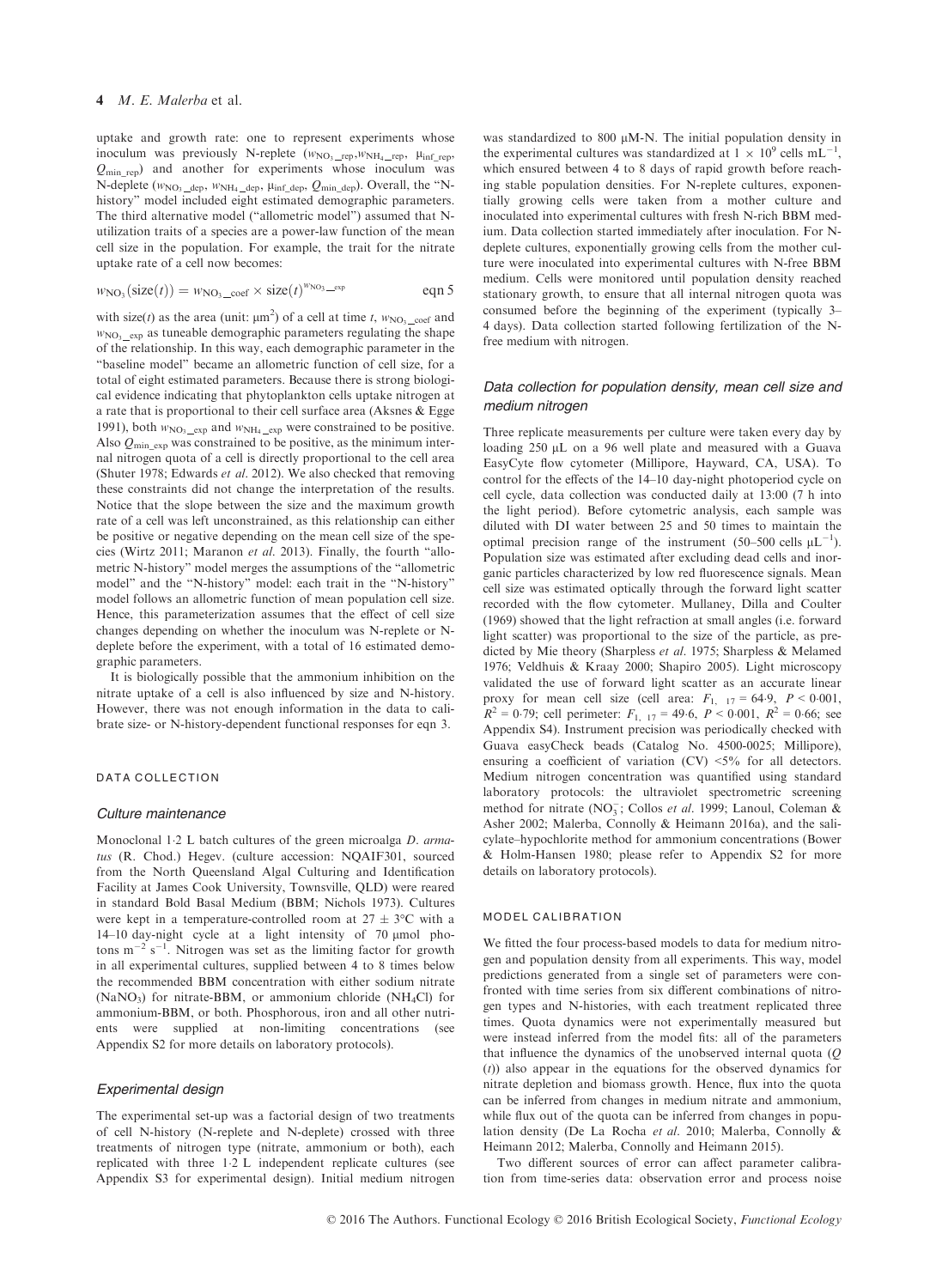uptake and growth rate: one to represent experiments whose inoculum was previously N-replete ($w_{NO_3\_rep}$, $w_{NH_4\_rep}$, $\mu_{inf\_rep}$, $Q_{min\_rep}$) and another for experiments whose inoculum was N-deplete ($w_{NO_3\_dep}$, $w_{NH_4\_dep}$, $\mu_{inf\_dep}$, $Q_{min\_dep}$). Overall, the "N-history" model included eight estimated demographic parameters. The third alternative model ("allometric model") assumed that N-utilization traits of a species are a power-law function of the mean cell size in the population. For example, the trait for the nitrate uptake rate of a cell now becomes:

$$w_{NO_3}(\text{size}(t)) = w_{NO_3\_coef} \times \text{size}(t)^{w_{NO_3\_exp}} \qquad \text{eqn 5}$$

with size($t$) as the area (unit: $\mu m^2$) of a cell at time $t$, $w_{NO_3\_coef}$ and $w_{NO_3\_exp}$ as tuneable demographic parameters regulating the shape of the relationship. In this way, each demographic parameter in the "baseline model" became an allometric function of cell size, for a total of eight estimated parameters. Because there is strong biological evidence indicating that phytoplankton cells uptake nitrogen at a rate that is proportional to their cell surface area (Aksnes & Egge 1991), both $w_{NO_3\_exp}$ and $w_{NH_4\_exp}$ were constrained to be positive. Also $Q_{min\_exp}$ was constrained to be positive, as the minimum internal nitrogen quota of a cell is directly proportional to the cell area (Shuter 1978; Edwards *et al*. 2012). We also checked that removing these constraints did not change the interpretation of the results. Notice that the slope between the size and the maximum growth rate of a cell was left unconstrained, as this relationship can either be positive or negative depending on the mean cell size of the species (Wirtz 2011; Maranon *et al*. 2013). Finally, the fourth "allometric N-history" model merges the assumptions of the "allometric model" and the "N-history" model: each trait in the "N-history" model follows an allometric function of mean population cell size. Hence, this parameterization assumes that the effect of cell size changes depending on whether the inoculum was N-replete or N-deplete before the experiment, with a total of 16 estimated demographic parameters.

It is biologically possible that the ammonium inhibition on the nitrate uptake of a cell is also influenced by size and N-history. However, there was not enough information in the data to calibrate size- or N-history-dependent functional responses for eqn 3.

## DATA COLLECTION

### *Culture maintenance*

Monoclonal 1·2 L batch cultures of the green microalga *D. armatus* (R. Chod.) Hegev. (culture accession: NQAIF301, sourced from the North Queensland Algal Culturing and Identification Facility at James Cook University, Townsville, QLD) were reared in standard Bold Basal Medium (BBM; Nichols 1973). Cultures were kept in a temperature-controlled room at 27 ± 3°C with a 14–10 day-night cycle at a light intensity of 70 μmol photons $m^{-2}$ $s^{-1}$. Nitrogen was set as the limiting factor for growth in all experimental cultures, supplied between 4 to 8 times below the recommended BBM concentration with either sodium nitrate ($NaNO_3$) for nitrate-BBM, or ammonium chloride ($NH_4Cl$) for ammonium-BBM, or both. Phosphorous, iron and all other nutrients were supplied at non-limiting concentrations (see Appendix S2 for more details on laboratory protocols).

### *Experimental design*

The experimental set-up was a factorial design of two treatments of cell N-history (N-replete and N-deplete) crossed with three treatments of nitrogen type (nitrate, ammonium or both), each replicated with three 1·2 L independent replicate cultures (see Appendix S3 for experimental design). Initial medium nitrogen was standardized to 800 μM-N. The initial population density in the experimental cultures was standardized at $1 \times 10^9$ cells $mL^{-1}$, which ensured between 4 to 8 days of rapid growth before reaching stable population densities. For N-replete cultures, exponentially growing cells were taken from a mother culture and inoculated into experimental cultures with fresh N-rich BBM medium. Data collection started immediately after inoculation. For N-deplete cultures, exponentially growing cells from the mother culture were inoculated into experimental cultures with N-free BBM medium. Cells were monitored until population density reached stationary growth, to ensure that all internal nitrogen quota was consumed before the beginning of the experiment (typically 3–4 days). Data collection started following fertilization of the N-free medium with nitrogen.

### *Data collection for population density, mean cell size and medium nitrogen*

Three replicate measurements per culture were taken every day by loading 250 μL on a 96 well plate and measured with a Guava EasyCyte flow cytometer (Millipore, Hayward, CA, USA). To control for the effects of the 14–10 day-night photoperiod cycle on cell cycle, data collection was conducted daily at 13:00 (7 h into the light period). Before cytometric analysis, each sample was diluted with DI water between 25 and 50 times to maintain the optimal precision range of the instrument (50–500 cells $\mu L^{-1}$). Population size was estimated after excluding dead cells and inorganic particles characterized by low red fluorescence signals. Mean cell size was estimated optically through the forward light scatter recorded with the flow cytometer. Mullaney, Dilla and Coulter (1969) showed that the light refraction at small angles (i.e. forward light scatter) was proportional to the size of the particle, as predicted by Mie theory (Sharpless *et al*. 1975; Sharpless & Melamed 1976; Veldhuis & Kraay 2000; Shapiro 2005). Light microscopy validated the use of forward light scatter as an accurate linear proxy for mean cell size (cell area: $F_{1,\ 17} = 64{\cdot}9$, $P < 0{\cdot}001$, $R^2 = 0{\cdot}79$; cell perimeter: $F_{1,\ 17} = 49{\cdot}6$, $P < 0{\cdot}001$, $R^2 = 0{\cdot}66$; see Appendix S4). Instrument precision was periodically checked with Guava easyCheck beads (Catalog No. 4500-0025; Millipore), ensuring a coefficient of variation (CV) <5% for all detectors. Medium nitrogen concentration was quantified using standard laboratory protocols: the ultraviolet spectrometric screening method for nitrate ($NO_3^-$; Collos *et al*. 1999; Lanoul, Coleman & Asher 2002; Malerba, Connolly & Heimann 2016a), and the salicylate–hypochlorite method for ammonium concentrations (Bower & Holm-Hansen 1980; please refer to Appendix S2 for more details on laboratory protocols).

## MODEL CALIBRATION

We fitted the four process-based models to data for medium nitrogen and population density from all experiments. This way, model predictions generated from a single set of parameters were confronted with time series from six different combinations of nitrogen types and N-histories, with each treatment replicated three times. Quota dynamics were not experimentally measured but were instead inferred from the model fits: all of the parameters that influence the dynamics of the unobserved internal quota ($Q(t)$) also appear in the equations for the observed dynamics for nitrate depletion and biomass growth. Hence, flux into the quota can be inferred from changes in medium nitrate and ammonium, while flux out of the quota can be inferred from changes in population density (De La Rocha *et al*. 2010; Malerba, Connolly & Heimann 2012; Malerba, Connolly and Heimann 2015).

Two different sources of error can affect parameter calibration from time-series data: observation error and process noise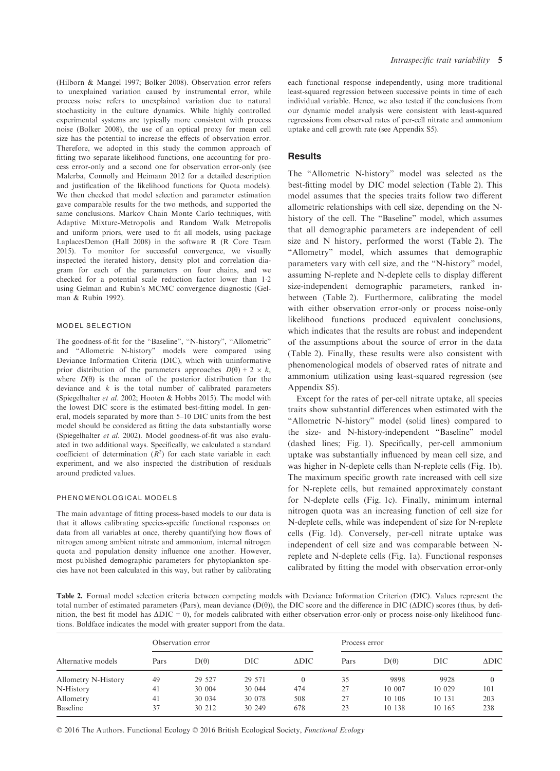(Hilborn & Mangel 1997; Bolker 2008). Observation error refers to unexplained variation caused by instrumental error, while process noise refers to unexplained variation due to natural stochasticity in the culture dynamics. While highly controlled experimental systems are typically more consistent with process noise (Bolker 2008), the use of an optical proxy for mean cell size has the potential to increase the effects of observation error. Therefore, we adopted in this study the common approach of fitting two separate likelihood functions, one accounting for process error-only and a second one for observation error-only (see Malerba, Connolly and Heimann 2012 for a detailed description and justification of the likelihood functions for Quota models). We then checked that model selection and parameter estimation gave comparable results for the two methods, and supported the same conclusions. Markov Chain Monte Carlo techniques, with Adaptive Mixture-Metropolis and Random Walk Metropolis and uniform priors, were used to fit all models, using package LaplacesDemon (Hall 2008) in the software R (R Core Team 2015). To monitor for successful convergence, we visually inspected the iterated history, density plot and correlation diagram for each of the parameters on four chains, and we checked for a potential scale reduction factor lower than 1·2 using Gelman and Rubin's MCMC convergence diagnostic (Gelman & Rubin 1992).

#### MODEL SELECTION

The goodness-of-fit for the "Baseline", "N-history", "Allometric" and "Allometric N-history" models were compared using Deviance Information Criteria (DIC), which with uninformative prior distribution of the parameters approaches $D(\theta) + 2 \times k$, where $D(\theta)$ is the mean of the posterior distribution for the deviance and $k$ is the total number of calibrated parameters (Spiegelhalter *et al*. 2002; Hooten & Hobbs 2015). The model with the lowest DIC score is the estimated best-fitting model. In general, models separated by more than 5–10 DIC units from the best model should be considered as fitting the data substantially worse (Spiegelhalter *et al*. 2002). Model goodness-of-fit was also evaluated in two additional ways. Specifically, we calculated a standard coefficient of determination ($R^2$) for each state variable in each experiment, and we also inspected the distribution of residuals around predicted values.

#### PHENOMENOLOGICAL MODELS

The main advantage of fitting process-based models to our data is that it allows calibrating species-specific functional responses on data from all variables at once, thereby quantifying how flows of nitrogen among ambient nitrate and ammonium, internal nitrogen quota and population density influence one another. However, most published demographic parameters for phytoplankton species have not been calculated in this way, but rather by calibrating each functional response independently, using more traditional least-squared regression between successive points in time of each individual variable. Hence, we also tested if the conclusions from our dynamic model analysis were consistent with least-squared regressions from observed rates of per-cell nitrate and ammonium uptake and cell growth rate (see Appendix S5).

## Results

The "Allometric N-history" model was selected as the best-fitting model by DIC model selection (Table 2). This model assumes that the species traits follow two different allometric relationships with cell size, depending on the N-history of the cell. The "Baseline" model, which assumes that all demographic parameters are independent of cell size and N history, performed the worst (Table 2). The "Allometry" model, which assumes that demographic parameters vary with cell size, and the "N-history" model, assuming N-replete and N-deplete cells to display different size-independent demographic parameters, ranked in-between (Table 2). Furthermore, calibrating the model with either observation error-only or process noise-only likelihood functions produced equivalent conclusions, which indicates that the results are robust and independent of the assumptions about the source of error in the data (Table 2). Finally, these results were also consistent with phenomenological models of observed rates of nitrate and ammonium utilization using least-squared regression (see Appendix S5).

Except for the rates of per-cell nitrate uptake, all species traits show substantial differences when estimated with the "Allometric N-history" model (solid lines) compared to the size- and N-history-independent "Baseline" model (dashed lines; Fig. 1). Specifically, per-cell ammonium uptake was substantially influenced by mean cell size, and was higher in N-deplete cells than N-replete cells (Fig. 1b). The maximum specific growth rate increased with cell size for N-replete cells, but remained approximately constant for N-deplete cells (Fig. 1c). Finally, minimum internal nitrogen quota was an increasing function of cell size for N-deplete cells, while was independent of size for N-replete cells (Fig. 1d). Conversely, per-cell nitrate uptake was independent of cell size and was comparable between N-replete and N-deplete cells (Fig. 1a). Functional responses calibrated by fitting the model with observation error-only

**Table 2.** Formal model selection criteria between competing models with Deviance Information Criterion (DIC). Values represent the total number of estimated parameters (Pars), mean deviance ($D(\theta)$), the DIC score and the difference in DIC (ΔDIC) scores (thus, by definition, the best fit model has ΔDIC = 0), for models calibrated with either observation error-only or process noise-only likelihood functions. Boldface indicates the model with greater support from the data.

| Alternative models | Observation error | | | | Process error | | | |
|---|---|---|---|---|---|---|---|---|
| | Pars | $D(\theta)$ | DIC | ΔDIC | Pars | $D(\theta)$ | DIC | ΔDIC |
| Allometry N-History | 49 | 29 527 | 29 571 | 0 | 35 | 9898 | 9928 | 0 |
| N-History | 41 | 30 004 | 30 044 | 474 | 27 | 10 007 | 10 029 | 101 |
| Allometry | 41 | 30 034 | 30 078 | 508 | 27 | 10 106 | 10 131 | 203 |
| Baseline | 37 | 30 212 | 30 249 | 678 | 23 | 10 138 | 10 165 | 238 |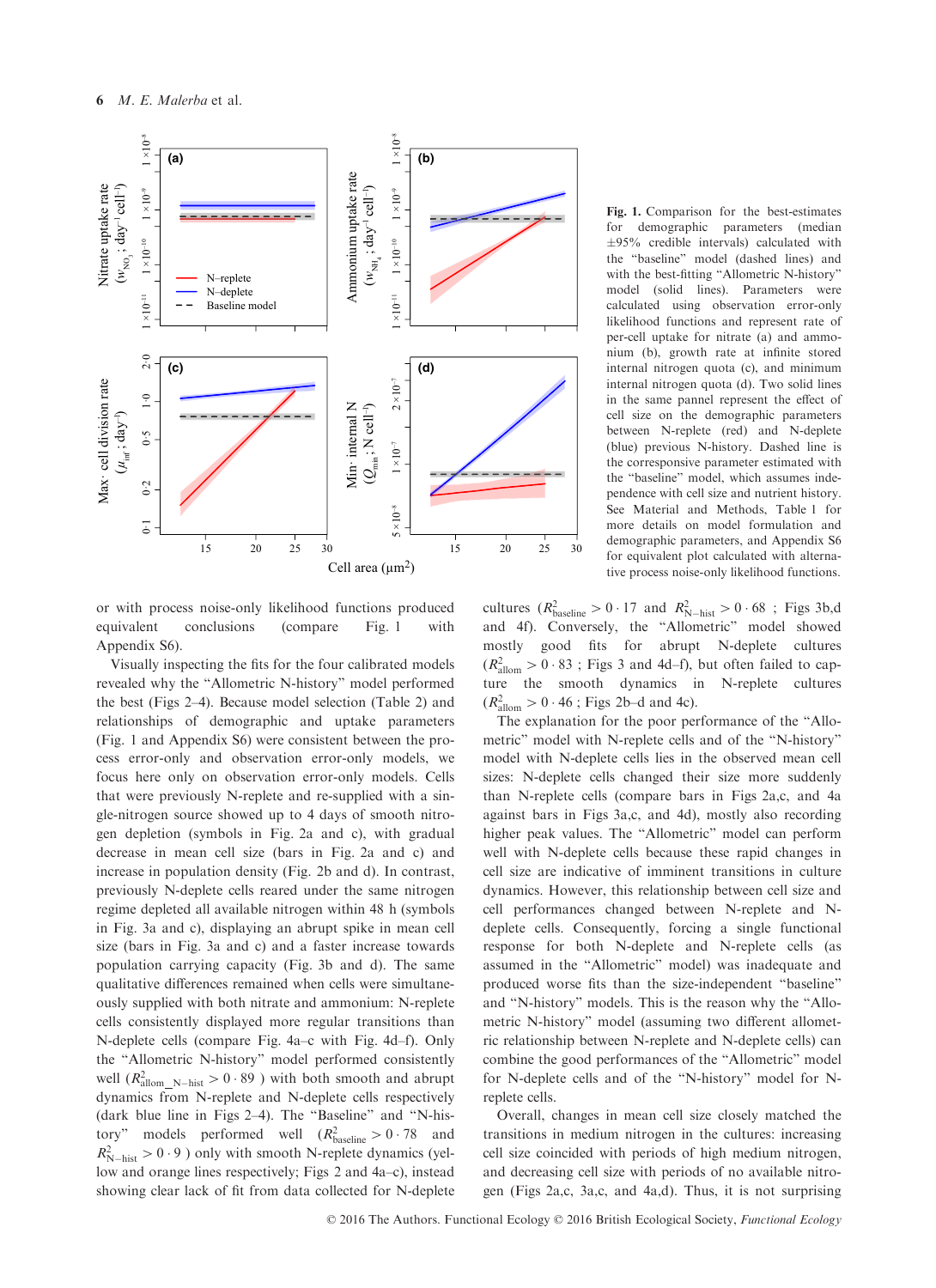**Fig. 1.** Comparison for the best-estimates for demographic parameters (median ±95% credible intervals) calculated with the "baseline" model (dashed lines) and with the best-fitting "Allometric N-history" model (solid lines). Parameters were calculated using observation error-only likelihood functions and represent rate of per-cell uptake for nitrate (a) and ammonium (b), growth rate at infinite stored internal nitrogen quota (c), and minimum internal nitrogen quota (d). Two solid lines in the same pannel represent the effect of cell size on the demographic parameters between N-replete (red) and N-deplete (blue) previous N-history. Dashed line is the corresponsive parameter estimated with the "baseline" model, which assumes independence with cell size and nutrient history. See Material and Methods, Table 1 for more details on model formulation and demographic parameters, and Appendix S6 for equivalent plot calculated with alternative process noise-only likelihood functions.

or with process noise-only likelihood functions produced equivalent conclusions (compare Fig. 1 with Appendix S6).

Visually inspecting the fits for the four calibrated models revealed why the "Allometric N-history" model performed the best (Figs 2–4). Because model selection (Table 2) and relationships of demographic and uptake parameters (Fig. 1 and Appendix S6) were consistent between the process error-only and observation error-only models, we focus here only on observation error-only models. Cells that were previously N-replete and re-supplied with a single-nitrogen source showed up to 4 days of smooth nitrogen depletion (symbols in Fig. 2a and c), with gradual decrease in mean cell size (bars in Fig. 2a and c) and increase in population density (Fig. 2b and d). In contrast, previously N-deplete cells reared under the same nitrogen regime depleted all available nitrogen within 48 h (symbols in Fig. 3a and c), displaying an abrupt spike in mean cell size (bars in Fig. 3a and c) and a faster increase towards population carrying capacity (Fig. 3b and d). The same qualitative differences remained when cells were simultaneously supplied with both nitrate and ammonium: N-replete cells consistently displayed more regular transitions than N-deplete cells (compare Fig. 4a–c with Fig. 4d–f). Only the "Allometric N-history" model performed consistently well ($R^2_{\text{allom\_N-hist}} > 0 \cdot 89$) with both smooth and abrupt dynamics from N-replete and N-deplete cells respectively (dark blue line in Figs 2–4). The "Baseline" and "N-history" models performed well ($R^2_{\text{baseline}} > 0 \cdot 78$ and $R^2_{\text{N-hist}} > 0 \cdot 9$) only with smooth N-replete dynamics (yellow and orange lines respectively; Figs 2 and 4a–c), instead showing clear lack of fit from data collected for N-deplete cultures ($R^2_{\text{baseline}} > 0 \cdot 17$ and $R^2_{\text{N-hist}} > 0 \cdot 68$ ; Figs 3b,d and 4f). Conversely, the "Allometric" model showed mostly good fits for abrupt N-deplete cultures ($R^2_{\text{allom}} > 0 \cdot 83$ ; Figs 3 and 4d–f), but often failed to capture the smooth dynamics in N-replete cultures ($R^2_{\text{allom}} > 0 \cdot 46$ ; Figs 2b–d and 4c).

The explanation for the poor performance of the "Allometric" model with N-replete cells and of the "N-history" model with N-deplete cells lies in the observed mean cell sizes: N-deplete cells changed their size more suddenly than N-replete cells (compare bars in Figs 2a,c, and 4a against bars in Figs 3a,c, and 4d), mostly also recording higher peak values. The "Allometric" model can perform well with N-deplete cells because these rapid changes in cell size are indicative of imminent transitions in culture dynamics. However, this relationship between cell size and cell performances changed between N-replete and N-deplete cells. Consequently, forcing a single functional response for both N-deplete and N-replete cells (as assumed in the "Allometric" model) was inadequate and produced worse fits than the size-independent "baseline" and "N-history" models. This is the reason why the "Allometric N-history" model (assuming two different allometric relationship between N-replete and N-deplete cells) can combine the good performances of the "Allometric" model for N-deplete cells and of the "N-history" model for N-replete cells.

Overall, changes in mean cell size closely matched the transitions in medium nitrogen in the cultures: increasing cell size coincided with periods of high medium nitrogen, and decreasing cell size with periods of no available nitrogen (Figs 2a,c, 3a,c, and 4a,d). Thus, it is not surprising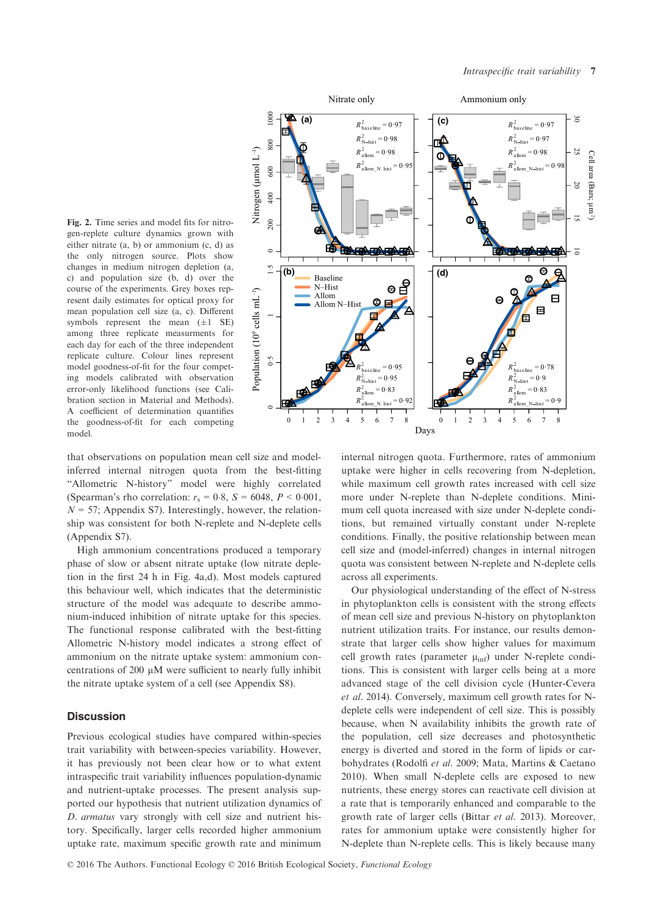**Fig. 2.** Time series and model fits for nitrogen-replete culture dynamics grown with either nitrate (a, b) or ammonium (c, d) as the only nitrogen source. Plots show changes in medium nitrogen depletion (a, c) and population size (b, d) over the course of the experiments. Grey boxes represent daily estimates for optical proxy for mean population cell size (a, c). Different symbols represent the mean (±1 SE) among three replicate measurements for each day for each of the three independent replicate culture. Colour lines represent model goodness-of-fit for the four competing models calibrated with observation error-only likelihood functions (see Calibration section in Material and Methods). A coefficient of determination quantifies the goodness-of-fit for each competing model.

that observations on population mean cell size and model-inferred internal nitrogen quota from the best-fitting "Allometric N-history" model were highly correlated (Spearman's rho correlation: $r_s = 0{\cdot}8$, $S = 6048$, $P < 0{\cdot}001$, $N = 57$; Appendix S7). Interestingly, however, the relationship was consistent for both N-replete and N-deplete cells (Appendix S7).

High ammonium concentrations produced a temporary phase of slow or absent nitrate uptake (low nitrate depletion in the first 24 h in Fig. 4a,d). Most models captured this behaviour well, which indicates that the deterministic structure of the model was adequate to describe ammonium-induced inhibition of nitrate uptake for this species. The functional response calibrated with the best-fitting Allometric N-history model indicates a strong effect of ammonium on the nitrate uptake system: ammonium concentrations of 200 μM were sufficient to nearly fully inhibit the nitrate uptake system of a cell (see Appendix S8).

## Discussion

Previous ecological studies have compared within-species trait variability with between-species variability. However, it has previously not been clear how or to what extent intraspecific trait variability influences population-dynamic and nutrient-uptake processes. The present analysis supported our hypothesis that nutrient utilization dynamics of *D. armatus* vary strongly with cell size and nutrient history. Specifically, larger cells recorded higher ammonium uptake rate, maximum specific growth rate and minimum internal nitrogen quota. Furthermore, rates of ammonium uptake were higher in cells recovering from N-depletion, while maximum cell growth rates increased with cell size more under N-replete than N-deplete conditions. Minimum cell quota increased with size under N-deplete conditions, but remained virtually constant under N-replete conditions. Finally, the positive relationship between mean cell size and (model-inferred) changes in internal nitrogen quota was consistent between N-replete and N-deplete cells across all experiments.

Our physiological understanding of the effect of N-stress in phytoplankton cells is consistent with the strong effects of mean cell size and previous N-history on phytoplankton nutrient utilization traits. For instance, our results demonstrate that larger cells show higher values for maximum cell growth rates (parameter $\mu_{inf}$) under N-replete conditions. This is consistent with larger cells being at a more advanced stage of the cell division cycle (Hunter-Cevera *et al.* 2014). Conversely, maximum cell growth rates for N-deplete cells were independent of cell size. This is possibly because, when N availability inhibits the growth rate of the population, cell size decreases and photosynthetic energy is diverted and stored in the form of lipids or carbohydrates (Rodolfi *et al.* 2009; Mata, Martins & Caetano 2010). When small N-deplete cells are exposed to new nutrients, these energy stores can reactivate cell division at a rate that is temporarily enhanced and comparable to the growth rate of larger cells (Bittar *et al.* 2013). Moreover, rates for ammonium uptake were consistently higher for N-deplete than N-replete cells. This is likely because many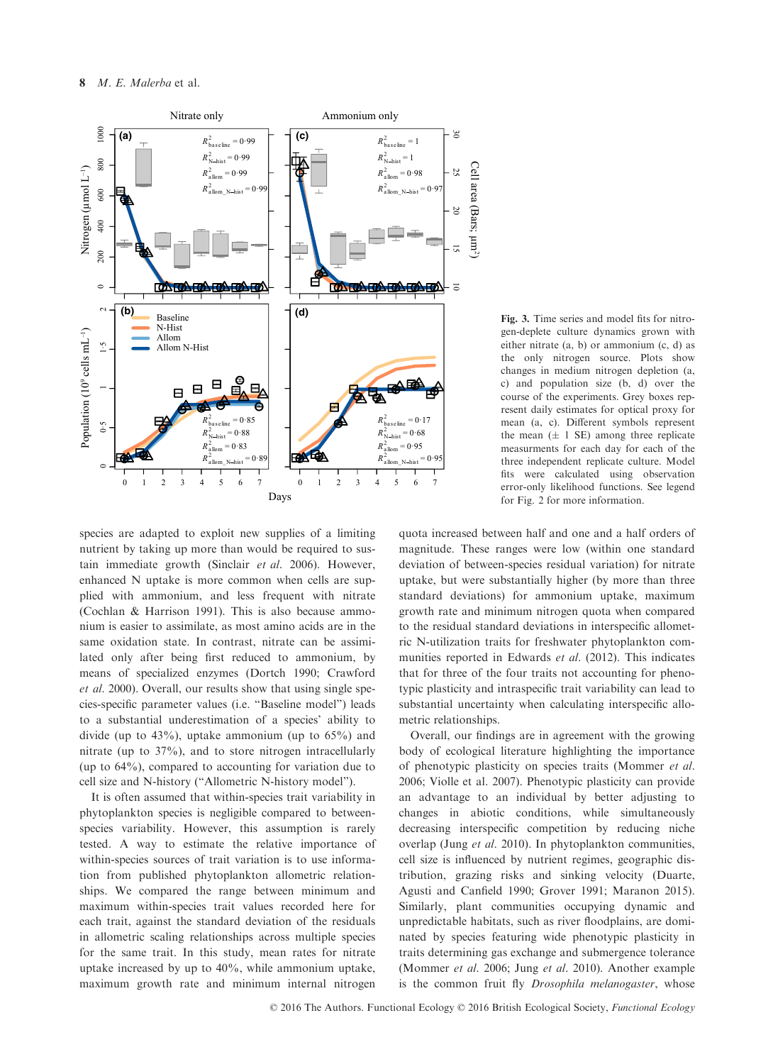Fig. 3. Time series and model fits for nitrogen-deplete culture dynamics grown with either nitrate (a, b) or ammonium (c, d) as the only nitrogen source. Plots show changes in medium nitrogen depletion (a, c) and population size (b, d) over the course of the experiments. Grey boxes represent daily estimates for optical proxy for mean (a, c). Different symbols represent the mean (± 1 SE) among three replicate measurments for each day for each of the three independent replicate culture. Model fits were calculated using observation error-only likelihood functions. See legend for Fig. 2 for more information.

species are adapted to exploit new supplies of a limiting nutrient by taking up more than would be required to sustain immediate growth (Sinclair *et al.* 2006). However, enhanced N uptake is more common when cells are supplied with ammonium, and less frequent with nitrate (Cochlan & Harrison 1991). This is also because ammonium is easier to assimilate, as most amino acids are in the same oxidation state. In contrast, nitrate can be assimilated only after being first reduced to ammonium, by means of specialized enzymes (Dortch 1990; Crawford *et al.* 2000). Overall, our results show that using single species-specific parameter values (i.e. "Baseline model") leads to a substantial underestimation of a species' ability to divide (up to 43%), uptake ammonium (up to 65%) and nitrate (up to 37%), and to store nitrogen intracellularly (up to 64%), compared to accounting for variation due to cell size and N-history ("Allometric N-history model").

It is often assumed that within-species trait variability in phytoplankton species is negligible compared to between-species variability. However, this assumption is rarely tested. A way to estimate the relative importance of within-species sources of trait variation is to use information from published phytoplankton allometric relationships. We compared the range between minimum and maximum within-species trait values recorded here for each trait, against the standard deviation of the residuals in allometric scaling relationships across multiple species for the same trait. In this study, mean rates for nitrate uptake increased by up to 40%, while ammonium uptake, maximum growth rate and minimum internal nitrogen quota increased between half and one and a half orders of magnitude. These ranges were low (within one standard deviation of between-species residual variation) for nitrate uptake, but were substantially higher (by more than three standard deviations) for ammonium uptake, maximum growth rate and minimum nitrogen quota when compared to the residual standard deviations in interspecific allometric N-utilization traits for freshwater phytoplankton communities reported in Edwards *et al.* (2012). This indicates that for three of the four traits not accounting for phenotypic plasticity and intraspecific trait variability can lead to substantial uncertainty when calculating interspecific allometric relationships.

Overall, our findings are in agreement with the growing body of ecological literature highlighting the importance of phenotypic plasticity on species traits (Mommer *et al.* 2006; Violle et al. 2007). Phenotypic plasticity can provide an advantage to an individual by better adjusting to changes in abiotic conditions, while simultaneously decreasing interspecific competition by reducing niche overlap (Jung *et al.* 2010). In phytoplankton communities, cell size is influenced by nutrient regimes, geographic distribution, grazing risks and sinking velocity (Duarte, Agusti and Canfield 1990; Grover 1991; Maranon 2015). Similarly, plant communities occupying dynamic and unpredictable habitats, such as river floodplains, are dominated by species featuring wide phenotypic plasticity in traits determining gas exchange and submergence tolerance (Mommer *et al.* 2006; Jung *et al.* 2010). Another example is the common fruit fly *Drosophila melanogaster*, whose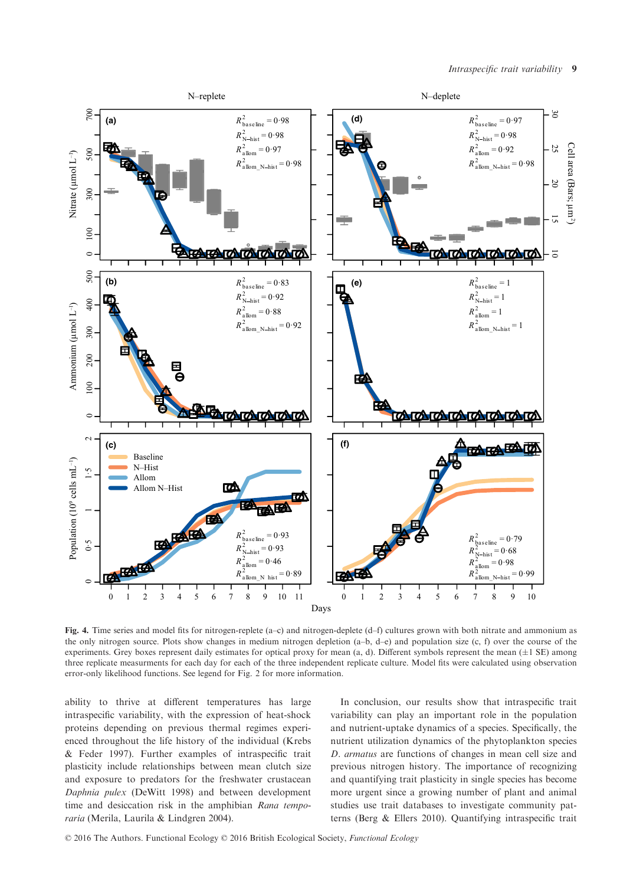**Fig. 4.** Time series and model fits for nitrogen-replete (a–c) and nitrogen-deplete (d–f) cultures grown with both nitrate and ammonium as the only nitrogen source. Plots show changes in medium nitrogen depletion (a–b, d–e) and population size (c, f) over the course of the experiments. Grey boxes represent daily estimates for optical proxy for mean (a, d). Different symbols represent the mean (±1 SE) among three replicate measurments for each day for each of the three independent replicate culture. Model fits were calculated using observation error-only likelihood functions. See legend for Fig. 2 for more information.

ability to thrive at different temperatures has large intraspecific variability, with the expression of heat-shock proteins depending on previous thermal regimes experienced throughout the life history of the individual (Krebs & Feder 1997). Further examples of intraspecific trait plasticity include relationships between mean clutch size and exposure to predators for the freshwater crustacean *Daphnia pulex* (DeWitt 1998) and between development time and desiccation risk in the amphibian *Rana temporaria* (Merila, Laurila & Lindgren 2004).

In conclusion, our results show that intraspecific trait variability can play an important role in the population and nutrient-uptake dynamics of a species. Specifically, the nutrient utilization dynamics of the phytoplankton species *D. armatus* are functions of changes in mean cell size and previous nitrogen history. The importance of recognizing and quantifying trait plasticity in single species has become more urgent since a growing number of plant and animal studies use trait databases to investigate community patterns (Berg & Ellers 2010). Quantifying intraspecific trait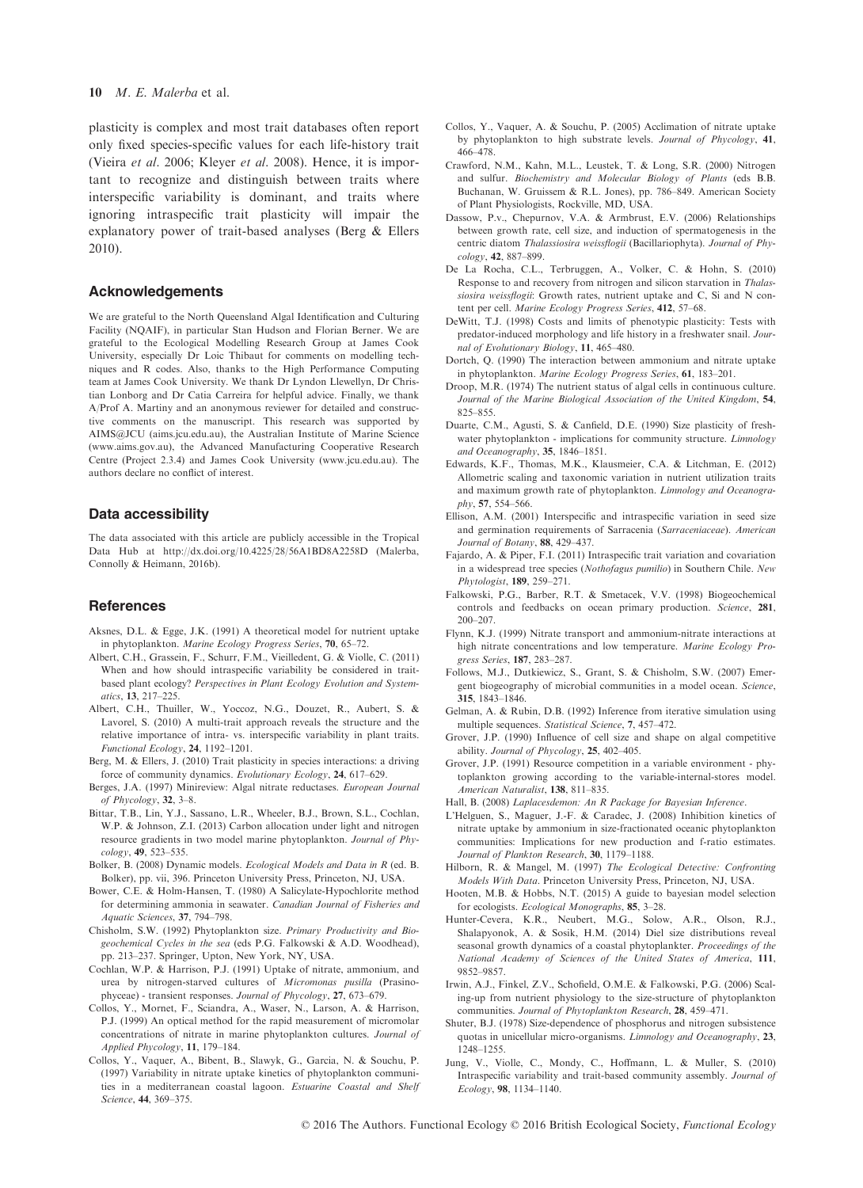plasticity is complex and most trait databases often report only fixed species-specific values for each life-history trait (Vieira *et al*. 2006; Kleyer *et al*. 2008). Hence, it is important to recognize and distinguish between traits where interspecific variability is dominant, and traits where ignoring intraspecific trait plasticity will impair the explanatory power of trait-based analyses (Berg & Ellers 2010).

## Acknowledgements

We are grateful to the North Queensland Algal Identification and Culturing Facility (NQAIF), in particular Stan Hudson and Florian Berner. We are grateful to the Ecological Modelling Research Group at James Cook University, especially Dr Loic Thibaut for comments on modelling techniques and R codes. Also, thanks to the High Performance Computing team at James Cook University. We thank Dr Lyndon Llewellyn, Dr Christian Lonborg and Dr Catia Carreira for helpful advice. Finally, we thank A/Prof A. Martiny and an anonymous reviewer for detailed and constructive comments on the manuscript. This research was supported by AIMS@JCU (aims.jcu.edu.au), the Australian Institute of Marine Science (www.aims.gov.au), the Advanced Manufacturing Cooperative Research Centre (Project 2.3.4) and James Cook University (www.jcu.edu.au). The authors declare no conflict of interest.

## Data accessibility

The data associated with this article are publicly accessible in the Tropical Data Hub at http://dx.doi.org/10.4225/28/56A1BD8A2258D (Malerba, Connolly & Heimann, 2016b).

## References

Aksnes, D.L. & Egge, J.K. (1991) A theoretical model for nutrient uptake in phytoplankton. *Marine Ecology Progress Series*, **70**, 65–72.

Albert, C.H., Grassein, F., Schurr, F.M., Vieilledent, G. & Violle, C. (2011) When and how should intraspecific variability be considered in trait-based plant ecology? *Perspectives in Plant Ecology Evolution and Systematics*, **13**, 217–225.

Albert, C.H., Thuiller, W., Yoccoz, N.G., Douzet, R., Aubert, S. & Lavorel, S. (2010) A multi-trait approach reveals the structure and the relative importance of intra- vs. interspecific variability in plant traits. *Functional Ecology*, **24**, 1192–1201.

Berg, M. & Ellers, J. (2010) Trait plasticity in species interactions: a driving force of community dynamics. *Evolutionary Ecology*, **24**, 617–629.

Berges, J.A. (1997) Minireview: Algal nitrate reductases. *European Journal of Phycology*, **32**, 3–8.

Bittar, T.B., Lin, Y.J., Sassano, L.R., Wheeler, B.J., Brown, S.L., Cochlan, W.P. & Johnson, Z.I. (2013) Carbon allocation under light and nitrogen resource gradients in two model marine phytoplankton. *Journal of Phycology*, **49**, 523–535.

Bolker, B. (2008) Dynamic models. *Ecological Models and Data in R* (ed. B. Bolker), pp. vii, 396. Princeton University Press, Princeton, NJ, USA.

Bower, C.E. & Holm-Hansen, T. (1980) A Salicylate-Hypochlorite method for determining ammonia in seawater. *Canadian Journal of Fisheries and Aquatic Sciences*, **37**, 794–798.

Chisholm, S.W. (1992) Phytoplankton size. *Primary Productivity and Biogeochemical Cycles in the sea* (eds P.G. Falkowski & A.D. Woodhead), pp. 213–237. Springer, Upton, New York, NY, USA.

Cochlan, W.P. & Harrison, P.J. (1991) Uptake of nitrate, ammonium, and urea by nitrogen-starved cultures of *Micromonas pusilla* (Prasinophyceae) - transient responses. *Journal of Phycology*, **27**, 673–679.

Collos, Y., Mornet, F., Sciandra, A., Waser, N., Larson, A. & Harrison, P.J. (1999) An optical method for the rapid measurement of micromolar concentrations of nitrate in marine phytoplankton cultures. *Journal of Applied Phycology*, **11**, 179–184.

Collos, Y., Vaquer, A., Bibent, B., Slawyk, G., Garcia, N. & Souchu, P. (1997) Variability in nitrate uptake kinetics of phytoplankton communities in a mediterranean coastal lagoon. *Estuarine Coastal and Shelf Science*, **44**, 369–375.

Collos, Y., Vaquer, A. & Souchu, P. (2005) Acclimation of nitrate uptake by phytoplankton to high substrate levels. *Journal of Phycology*, **41**, 466–478.

Crawford, N.M., Kahn, M.L., Leustek, T. & Long, S.R. (2000) Nitrogen and sulfur. *Biochemistry and Molecular Biology of Plants* (eds B.B. Buchanan, W. Gruissem & R.L. Jones), pp. 786–849. American Society of Plant Physiologists, Rockville, MD, USA.

Dassow, P.v., Chepurnov, V.A. & Armbrust, E.V. (2006) Relationships between growth rate, cell size, and induction of spermatogenesis in the centric diatom *Thalassiosira weissflogii* (Bacillariophyta). *Journal of Phycology*, **42**, 887–899.

De La Rocha, C.L., Terbruggen, A., Volker, C. & Hohn, S. (2010) Response to and recovery from nitrogen and silicon starvation in *Thalassiosira weissflogii*: Growth rates, nutrient uptake and C, Si and N content per cell. *Marine Ecology Progress Series*, **412**, 57–68.

DeWitt, T.J. (1998) Costs and limits of phenotypic plasticity: Tests with predator-induced morphology and life history in a freshwater snail. *Journal of Evolutionary Biology*, **11**, 465–480.

Dortch, Q. (1990) The interaction between ammonium and nitrate uptake in phytoplankton. *Marine Ecology Progress Series*, **61**, 183–201.

Droop, M.R. (1974) The nutrient status of algal cells in continuous culture. *Journal of the Marine Biological Association of the United Kingdom*, **54**, 825–855.

Duarte, C.M., Agusti, S. & Canfield, D.E. (1990) Size plasticity of freshwater phytoplankton - implications for community structure. *Limnology and Oceanography*, **35**, 1846–1851.

Edwards, K.F., Thomas, M.K., Klausmeier, C.A. & Litchman, E. (2012) Allometric scaling and taxonomic variation in nutrient utilization traits and maximum growth rate of phytoplankton. *Limnology and Oceanography*, **57**, 554–566.

Ellison, A.M. (2001) Interspecific and intraspecific variation in seed size and germination requirements of Sarracenia (*Sarraceniaceae*). *American Journal of Botany*, **88**, 429–437.

Fajardo, A. & Piper, F.I. (2011) Intraspecific trait variation and covariation in a widespread tree species (*Nothofagus pumilio*) in Southern Chile. *New Phytologist*, **189**, 259–271.

Falkowski, P.G., Barber, R.T. & Smetacek, V.V. (1998) Biogeochemical controls and feedbacks on ocean primary production. *Science*, **281**, 200–207.

Flynn, K.J. (1999) Nitrate transport and ammonium-nitrate interactions at high nitrate concentrations and low temperature. *Marine Ecology Progress Series*, **187**, 283–287.

Follows, M.J., Dutkiewicz, S., Grant, S. & Chisholm, S.W. (2007) Emergent biogeography of microbial communities in a model ocean. *Science*, **315**, 1843–1846.

Gelman, A. & Rubin, D.B. (1992) Inference from iterative simulation using multiple sequences. *Statistical Science*, **7**, 457–472.

Grover, J.P. (1990) Influence of cell size and shape on algal competitive ability. *Journal of Phycology*, **25**, 402–405.

Grover, J.P. (1991) Resource competition in a variable environment - phytoplankton growing according to the variable-internal-stores model. *American Naturalist*, **138**, 811–835.

Hall, B. (2008) *Laplacesdemon: An R Package for Bayesian Inference*.

L'Helguen, S., Maguer, J.-F. & Caradec, J. (2008) Inhibition kinetics of nitrate uptake by ammonium in size-fractionated oceanic phytoplankton communities: Implications for new production and f-ratio estimates. *Journal of Plankton Research*, **30**, 1179–1188.

Hilborn, R. & Mangel, M. (1997) *The Ecological Detective: Confronting Models With Data*. Princeton University Press, Princeton, NJ, USA.

Hooten, M.B. & Hobbs, N.T. (2015) A guide to bayesian model selection for ecologists. *Ecological Monographs*, **85**, 3–28.

Hunter-Cevera, K.R., Neubert, M.G., Solow, A.R., Olson, R.J., Shalapyonok, A. & Sosik, H.M. (2014) Diel size distributions reveal seasonal growth dynamics of a coastal phytoplankter. *Proceedings of the National Academy of Sciences of the United States of America*, **111**, 9852–9857.

Irwin, A.J., Finkel, Z.V., Schofield, O.M.E. & Falkowski, P.G. (2006) Scaling-up from nutrient physiology to the size-structure of phytoplankton communities. *Journal of Phytoplankton Research*, **28**, 459–471.

Shuter, B.J. (1978) Size-dependence of phosphorus and nitrogen subsistence quotas in unicellular micro-organisms. *Limnology and Oceanography*, **23**, 1248–1255.

Jung, V., Violle, C., Mondy, C., Hoffmann, L. & Muller, S. (2010) Intraspecific variability and trait-based community assembly. *Journal of Ecology*, **98**, 1134–1140.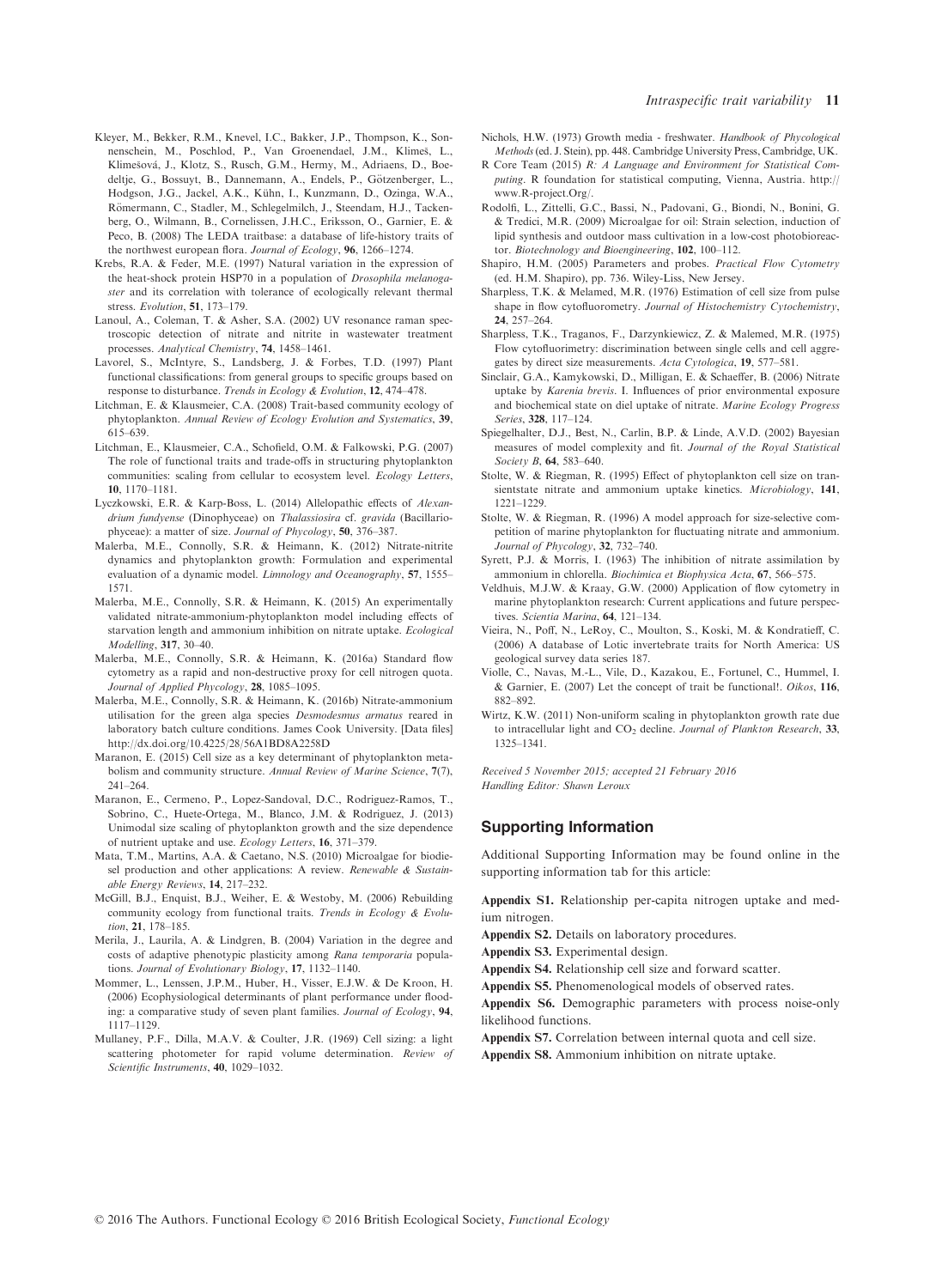Kleyer, M., Bekker, R.M., Knevel, I.C., Bakker, J.P., Thompson, K., Sonnenschein, M., Poschlod, P., Van Groenendael, J.M., Klimeš, L., Klimešová, J., Klotz, S., Rusch, G.M., Hermy, M., Adriaens, D., Boedeltje, G., Bossuyt, B., Dannemann, A., Endels, P., Götzenberger, L., Hodgson, J.G., Jackel, A.K., Kühn, I., Kunzmann, D., Ozinga, W.A., Römermann, C., Stadler, M., Schlegelmilch, J., Steendam, H.J., Tackenberg, O., Wilmann, B., Cornelissen, J.H.C., Eriksson, O., Garnier, E. & Peco, B. (2008) The LEDA traitbase: a database of life-history traits of the northwest european flora. *Journal of Ecology*, **96**, 1266–1274.

Krebs, R.A. & Feder, M.E. (1997) Natural variation in the expression of the heat-shock protein HSP70 in a population of *Drosophila melanogaster* and its correlation with tolerance of ecologically relevant thermal stress. *Evolution*, **51**, 173–179.

Lanoul, A., Coleman, T. & Asher, S.A. (2002) UV resonance raman spectroscopic detection of nitrate and nitrite in wastewater treatment processes. *Analytical Chemistry*, **74**, 1458–1461.

Lavorel, S., McIntyre, S., Landsberg, J. & Forbes, T.D. (1997) Plant functional classifications: from general groups to specific groups based on response to disturbance. *Trends in Ecology & Evolution*, **12**, 474–478.

Litchman, E. & Klausmeier, C.A. (2008) Trait-based community ecology of phytoplankton. *Annual Review of Ecology Evolution and Systematics*, **39**, 615–639.

Litchman, E., Klausmeier, C.A., Schofield, O.M. & Falkowski, P.G. (2007) The role of functional traits and trade-offs in structuring phytoplankton communities: scaling from cellular to ecosystem level. *Ecology Letters*, **10**, 1170–1181.

Lyczkowski, E.R. & Karp-Boss, L. (2014) Allelopathic effects of *Alexandrium fundyense* (Dinophyceae) on *Thalassiosira* cf. *gravida* (Bacillariophyceae): a matter of size. *Journal of Phycology*, **50**, 376–387.

Malerba, M.E., Connolly, S.R. & Heimann, K. (2012) Nitrate-nitrite dynamics and phytoplankton growth: Formulation and experimental evaluation of a dynamic model. *Limnology and Oceanography*, **57**, 1555–1571.

Malerba, M.E., Connolly, S.R. & Heimann, K. (2015) An experimentally validated nitrate-ammonium-phytoplankton model including effects of starvation length and ammonium inhibition on nitrate uptake. *Ecological Modelling*, **317**, 30–40.

Malerba, M.E., Connolly, S.R. & Heimann, K. (2016a) Standard flow cytometry as a rapid and non-destructive proxy for cell nitrogen quota. *Journal of Applied Phycology*, **28**, 1085–1095.

Malerba, M.E., Connolly, S.R. & Heimann, K. (2016b) Nitrate-ammonium utilisation for the green alga species *Desmodesmus armatus* reared in laboratory batch culture conditions. James Cook University. [Data files] http://dx.doi.org/10.4225/28/56A1BD8A2258D

Maranon, E. (2015) Cell size as a key determinant of phytoplankton metabolism and community structure. *Annual Review of Marine Science*, **7**(7), 241–264.

Maranon, E., Cermeno, P., Lopez-Sandoval, D.C., Rodriguez-Ramos, T., Sobrino, C., Huete-Ortega, M., Blanco, J.M. & Rodriguez, J. (2013) Unimodal size scaling of phytoplankton growth and the size dependence of nutrient uptake and use. *Ecology Letters*, **16**, 371–379.

Mata, T.M., Martins, A.A. & Caetano, N.S. (2010) Microalgae for biodiesel production and other applications: A review. *Renewable & Sustainable Energy Reviews*, **14**, 217–232.

McGill, B.J., Enquist, B.J., Weiher, E. & Westoby, M. (2006) Rebuilding community ecology from functional traits. *Trends in Ecology & Evolution*, **21**, 178–185.

Merila, J., Laurila, A. & Lindgren, B. (2004) Variation in the degree and costs of adaptive phenotypic plasticity among *Rana temporaria* populations. *Journal of Evolutionary Biology*, **17**, 1132–1140.

Mommer, L., Lenssen, J.P.M., Huber, H., Visser, E.J.W. & De Kroon, H. (2006) Ecophysiological determinants of plant performance under flooding: a comparative study of seven plant families. *Journal of Ecology*, **94**, 1117–1129.

Mullaney, P.F., Dilla, M.A.V. & Coulter, J.R. (1969) Cell sizing: a light scattering photometer for rapid volume determination. *Review of Scientific Instruments*, **40**, 1029–1032.

Nichols, H.W. (1973) Growth media - freshwater. *Handbook of Phycological Methods* (ed. J. Stein), pp. 448. Cambridge University Press, Cambridge, UK.

R Core Team (2015) *R: A Language and Environment for Statistical Computing*. R foundation for statistical computing, Vienna, Austria. http://www.R-project.Org/.

Rodolfi, L., Zittelli, G.C., Bassi, N., Padovani, G., Biondi, N., Bonini, G. & Tredici, M.R. (2009) Microalgae for oil: Strain selection, induction of lipid synthesis and outdoor mass cultivation in a low-cost photobioreactor. *Biotechnology and Bioengineering*, **102**, 100–112.

Shapiro, H.M. (2005) Parameters and probes. *Practical Flow Cytometry* (ed. H.M. Shapiro), pp. 736. Wiley-Liss, New Jersey.

Sharpless, T.K. & Melamed, M.R. (1976) Estimation of cell size from pulse shape in flow cytofluorometry. *Journal of Histochemistry Cytochemistry*, **24**, 257–264.

Sharpless, T.K., Traganos, F., Darzynkiewicz, Z. & Malemed, M.R. (1975) Flow cytofluorimetry: discrimination between single cells and cell aggregates by direct size measurements. *Acta Cytologica*, **19**, 577–581.

Sinclair, G.A., Kamykowski, D., Milligan, E. & Schaeffer, B. (2006) Nitrate uptake by *Karenia brevis*. I. Influences of prior environmental exposure and biochemical state on diel uptake of nitrate. *Marine Ecology Progress Series*, **328**, 117–124.

Spiegelhalter, D.J., Best, N., Carlin, B.P. & Linde, A.V.D. (2002) Bayesian measures of model complexity and fit. *Journal of the Royal Statistical Society B*, **64**, 583–640.

Stolte, W. & Riegman, R. (1995) Effect of phytoplankton cell size on transientstate nitrate and ammonium uptake kinetics. *Microbiology*, **141**, 1221–1229.

Stolte, W. & Riegman, R. (1996) A model approach for size-selective competition of marine phytoplankton for fluctuating nitrate and ammonium. *Journal of Phycology*, **32**, 732–740.

Syrett, P.J. & Morris, I. (1963) The inhibition of nitrate assimilation by ammonium in chlorella. *Biochimica et Biophysica Acta*, **67**, 566–575.

Veldhuis, M.J.W. & Kraay, G.W. (2000) Application of flow cytometry in marine phytoplankton research: Current applications and future perspectives. *Scientia Marina*, **64**, 121–134.

Vieira, N., Poff, N., LeRoy, C., Moulton, S., Koski, M. & Kondratieff, C. (2006) A database of Lotic invertebrate traits for North America: US geological survey data series 187.

Violle, C., Navas, M.-L., Vile, D., Kazakou, E., Fortunel, C., Hummel, I. & Garnier, E. (2007) Let the concept of trait be functional!. *Oikos*, **116**, 882–892.

Wirtz, K.W. (2011) Non-uniform scaling in phytoplankton growth rate due to intracellular light and $CO_2$ decline. *Journal of Plankton Research*, **33**, 1325–1341.

*Received 5 November 2015; accepted 21 February 2016*
*Handling Editor: Shawn Leroux*

## Supporting Information

Additional Supporting Information may be found online in the supporting information tab for this article:

**Appendix S1.** Relationship per-capita nitrogen uptake and medium nitrogen.

**Appendix S2.** Details on laboratory procedures.

**Appendix S3.** Experimental design.

**Appendix S4.** Relationship cell size and forward scatter.

**Appendix S5.** Phenomenological models of observed rates.

**Appendix S6.** Demographic parameters with process noise-only likelihood functions.

**Appendix S7.** Correlation between internal quota and cell size.

**Appendix S8.** Ammonium inhibition on nitrate uptake.